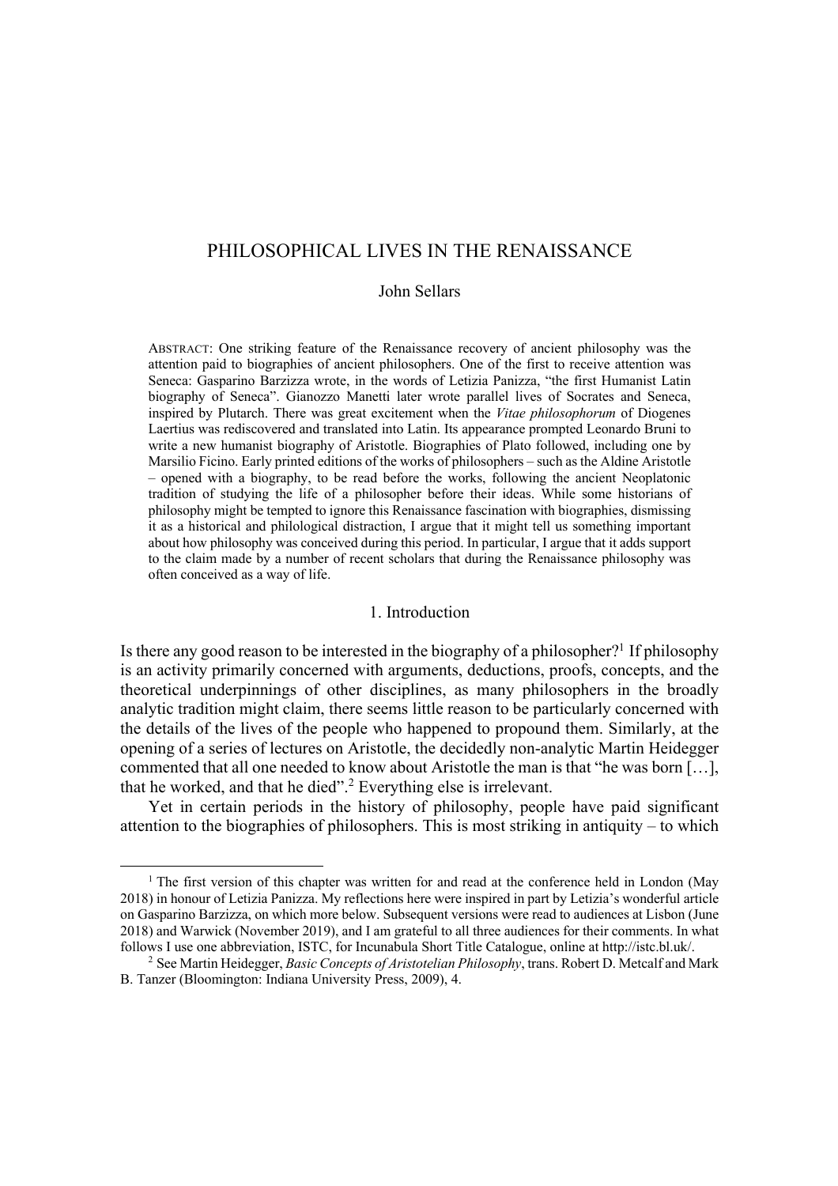# PHILOSOPHICAL LIVES IN THE RENAISSANCE

John Sellars

ABSTRACT: One striking feature of the Renaissance recovery of ancient philosophy was the attention paid to biographies of ancient philosophers. One of the first to receive attention was Seneca: Gasparino Barzizza wrote, in the words of Letizia Panizza, "the first Humanist Latin biography of Seneca". Gianozzo Manetti later wrote parallel lives of Socrates and Seneca, inspired by Plutarch. There was great excitement when the *Vitae philosophorum* of Diogenes Laertius was rediscovered and translated into Latin. Its appearance prompted Leonardo Bruni to write a new humanist biography of Aristotle. Biographies of Plato followed, including one by Marsilio Ficino. Early printed editions of the works of philosophers – such as the Aldine Aristotle – opened with a biography, to be read before the works, following the ancient Neoplatonic tradition of studying the life of a philosopher before their ideas. While some historians of philosophy might be tempted to ignore this Renaissance fascination with biographies, dismissing it as a historical and philological distraction, I argue that it might tell us something important about how philosophy was conceived during this period. In particular, I argue that it adds support to the claim made by a number of recent scholars that during the Renaissance philosophy was often conceived as a way of life.

## 1. Introduction

Is there any good reason to be interested in the biography of a philosopher?[1] If philosophy is an activity primarily concerned with arguments, deductions, proofs, concepts, and the theoretical underpinnings of other disciplines, as many philosophers in the broadly analytic tradition might claim, there seems little reason to be particularly concerned with the details of the lives of the people who happened to propound them. Similarly, at the opening of a series of lectures on Aristotle, the decidedly non-analytic Martin Heidegger commented that all one needed to know about Aristotle the man is that "he was born […], that he worked, and that he died".[2] Everything else is irrelevant.

Yet in certain periods in the history of philosophy, people have paid significant attention to the biographies of philosophers. This is most striking in antiquity – to which

[1] The first version of this chapter was written for and read at the conference held in London (May 2018) in honour of Letizia Panizza. My reflections here were inspired in part by Letizia's wonderful article on Gasparino Barzizza, on which more below. Subsequent versions were read to audiences at Lisbon (June 2018) and Warwick (November 2019), and I am grateful to all three audiences for their comments. In what follows I use one abbreviation, ISTC, for Incunabula Short Title Catalogue, online at http://istc.bl.uk/.

[2] See Martin Heidegger, *Basic Concepts of Aristotelian Philosophy*, trans. Robert D. Metcalf and Mark B. Tanzer (Bloomington: Indiana University Press, 2009), 4.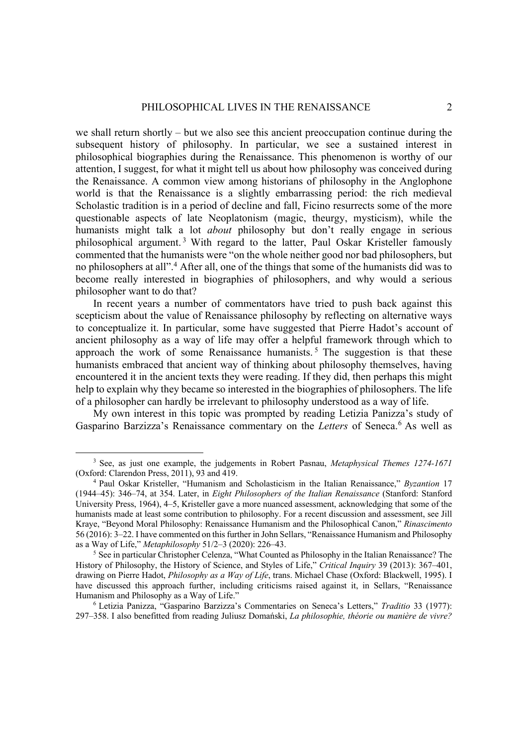we shall return shortly – but we also see this ancient preoccupation continue during the subsequent history of philosophy. In particular, we see a sustained interest in philosophical biographies during the Renaissance. This phenomenon is worthy of our attention, I suggest, for what it might tell us about how philosophy was conceived during the Renaissance. A common view among historians of philosophy in the Anglophone world is that the Renaissance is a slightly embarrassing period: the rich medieval Scholastic tradition is in a period of decline and fall, Ficino resurrects some of the more questionable aspects of late Neoplatonism (magic, theurgy, mysticism), while the humanists might talk a lot *about* philosophy but don't really engage in serious philosophical argument.[3] With regard to the latter, Paul Oskar Kristeller famously commented that the humanists were "on the whole neither good nor bad philosophers, but no philosophers at all".[4] After all, one of the things that some of the humanists did was to become really interested in biographies of philosophers, and why would a serious philosopher want to do that?

In recent years a number of commentators have tried to push back against this scepticism about the value of Renaissance philosophy by reflecting on alternative ways to conceptualize it. In particular, some have suggested that Pierre Hadot's account of ancient philosophy as a way of life may offer a helpful framework through which to approach the work of some Renaissance humanists.[5] The suggestion is that these humanists embraced that ancient way of thinking about philosophy themselves, having encountered it in the ancient texts they were reading. If they did, then perhaps this might help to explain why they became so interested in the biographies of philosophers. The life of a philosopher can hardly be irrelevant to philosophy understood as a way of life.

My own interest in this topic was prompted by reading Letizia Panizza's study of Gasparino Barzizza's Renaissance commentary on the *Letters* of Seneca.[6] As well as

---

[3] See, as just one example, the judgements in Robert Pasnau, *Metaphysical Themes 1274-1671* (Oxford: Clarendon Press, 2011), 93 and 419.

[4] Paul Oskar Kristeller, "Humanism and Scholasticism in the Italian Renaissance," *Byzantion* 17 (1944–45): 346–74, at 354. Later, in *Eight Philosophers of the Italian Renaissance* (Stanford: Stanford University Press, 1964), 4–5, Kristeller gave a more nuanced assessment, acknowledging that some of the humanists made at least some contribution to philosophy. For a recent discussion and assessment, see Jill Kraye, "Beyond Moral Philosophy: Renaissance Humanism and the Philosophical Canon," *Rinascimento* 56 (2016): 3–22. I have commented on this further in John Sellars, "Renaissance Humanism and Philosophy as a Way of Life," *Metaphilosophy* 51/2–3 (2020): 226–43.

[5] See in particular Christopher Celenza, "What Counted as Philosophy in the Italian Renaissance? The History of Philosophy, the History of Science, and Styles of Life," *Critical Inquiry* 39 (2013): 367–401, drawing on Pierre Hadot, *Philosophy as a Way of Life*, trans. Michael Chase (Oxford: Blackwell, 1995). I have discussed this approach further, including criticisms raised against it, in Sellars, "Renaissance Humanism and Philosophy as a Way of Life."

[6] Letizia Panizza, "Gasparino Barzizza's Commentaries on Seneca's Letters," *Traditio* 33 (1977): 297–358. I also benefitted from reading Juliusz Domański, *La philosophie, théorie ou manière de vivre?*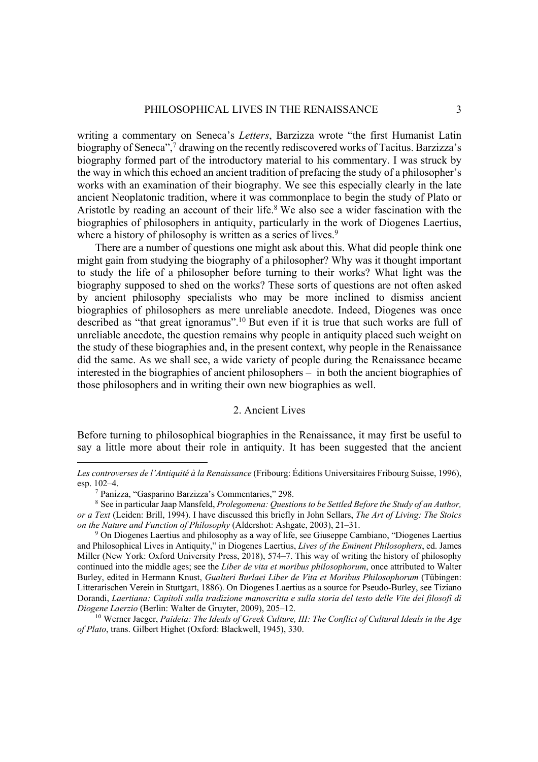writing a commentary on Seneca's *Letters*, Barzizza wrote "the first Humanist Latin biography of Seneca",[7] drawing on the recently rediscovered works of Tacitus. Barzizza's biography formed part of the introductory material to his commentary. I was struck by the way in which this echoed an ancient tradition of prefacing the study of a philosopher's works with an examination of their biography. We see this especially clearly in the late ancient Neoplatonic tradition, where it was commonplace to begin the study of Plato or Aristotle by reading an account of their life.[8] We also see a wider fascination with the biographies of philosophers in antiquity, particularly in the work of Diogenes Laertius, where a history of philosophy is written as a series of lives.[9]

There are a number of questions one might ask about this. What did people think one might gain from studying the biography of a philosopher? Why was it thought important to study the life of a philosopher before turning to their works? What light was the biography supposed to shed on the works? These sorts of questions are not often asked by ancient philosophy specialists who may be more inclined to dismiss ancient biographies of philosophers as mere unreliable anecdote. Indeed, Diogenes was once described as "that great ignoramus".[10] But even if it is true that such works are full of unreliable anecdote, the question remains why people in antiquity placed such weight on the study of these biographies and, in the present context, why people in the Renaissance did the same. As we shall see, a wide variety of people during the Renaissance became interested in the biographies of ancient philosophers – in both the ancient biographies of those philosophers and in writing their own new biographies as well.

## 2. Ancient Lives

Before turning to philosophical biographies in the Renaissance, it may first be useful to say a little more about their role in antiquity. It has been suggested that the ancient

---

*Les controverses de l'Antiquité à la Renaissance* (Fribourg: Éditions Universitaires Fribourg Suisse, 1996), esp. 102–4.

[7] Panizza, "Gasparino Barzizza's Commentaries," 298.

[8] See in particular Jaap Mansfeld, *Prolegomena: Questions to be Settled Before the Study of an Author, or a Text* (Leiden: Brill, 1994). I have discussed this briefly in John Sellars, *The Art of Living: The Stoics on the Nature and Function of Philosophy* (Aldershot: Ashgate, 2003), 21–31.

[9] On Diogenes Laertius and philosophy as a way of life, see Giuseppe Cambiano, "Diogenes Laertius and Philosophical Lives in Antiquity," in Diogenes Laertius, *Lives of the Eminent Philosophers*, ed. James Miller (New York: Oxford University Press, 2018), 574–7. This way of writing the history of philosophy continued into the middle ages; see the *Liber de vita et moribus philosophorum*, once attributed to Walter Burley, edited in Hermann Knust, *Gualteri Burlaei Liber de Vita et Moribus Philosophorum* (Tübingen: Litterarischen Verein in Stuttgart, 1886). On Diogenes Laertius as a source for Pseudo-Burley, see Tiziano Dorandi, *Laertiana: Capitoli sulla tradizione manoscritta e sulla storia del testo delle Vite dei filosofi di Diogene Laerzio* (Berlin: Walter de Gruyter, 2009), 205–12.

[10] Werner Jaeger, *Paideia: The Ideals of Greek Culture, III: The Conflict of Cultural Ideals in the Age of Plato*, trans. Gilbert Highet (Oxford: Blackwell, 1945), 330.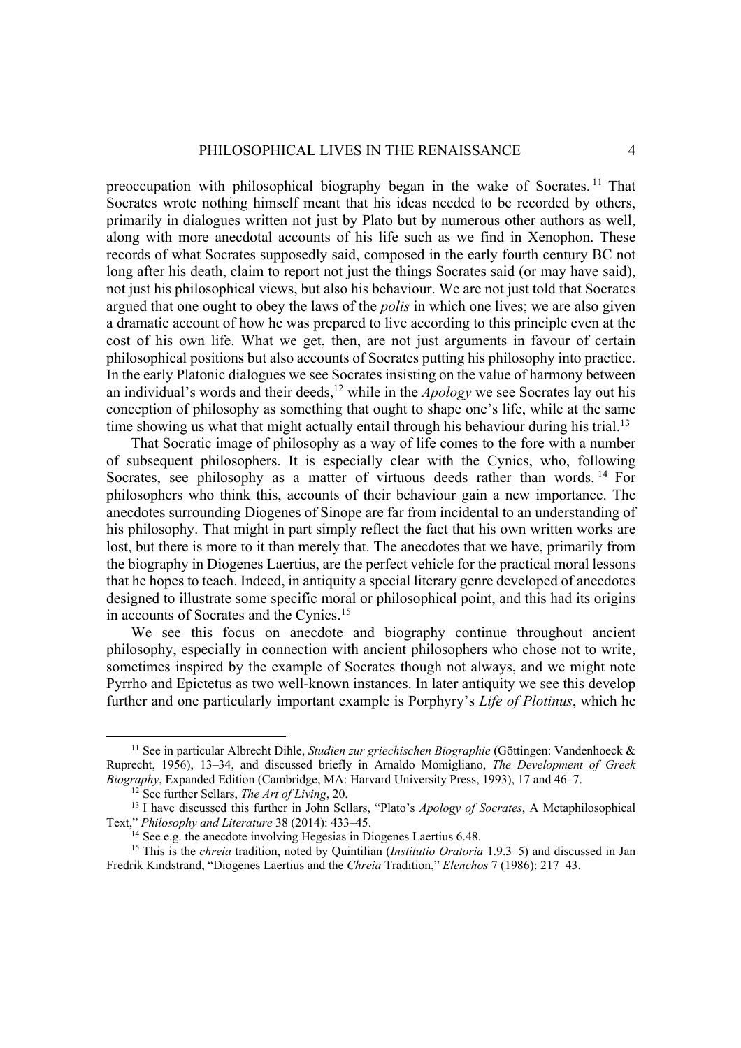preoccupation with philosophical biography began in the wake of Socrates.[11] That Socrates wrote nothing himself meant that his ideas needed to be recorded by others, primarily in dialogues written not just by Plato but by numerous other authors as well, along with more anecdotal accounts of his life such as we find in Xenophon. These records of what Socrates supposedly said, composed in the early fourth century BC not long after his death, claim to report not just the things Socrates said (or may have said), not just his philosophical views, but also his behaviour. We are not just told that Socrates argued that one ought to obey the laws of the *polis* in which one lives; we are also given a dramatic account of how he was prepared to live according to this principle even at the cost of his own life. What we get, then, are not just arguments in favour of certain philosophical positions but also accounts of Socrates putting his philosophy into practice. In the early Platonic dialogues we see Socrates insisting on the value of harmony between an individual's words and their deeds,[12] while in the *Apology* we see Socrates lay out his conception of philosophy as something that ought to shape one's life, while at the same time showing us what that might actually entail through his behaviour during his trial.[13]

That Socratic image of philosophy as a way of life comes to the fore with a number of subsequent philosophers. It is especially clear with the Cynics, who, following Socrates, see philosophy as a matter of virtuous deeds rather than words.[14] For philosophers who think this, accounts of their behaviour gain a new importance. The anecdotes surrounding Diogenes of Sinope are far from incidental to an understanding of his philosophy. That might in part simply reflect the fact that his own written works are lost, but there is more to it than merely that. The anecdotes that we have, primarily from the biography in Diogenes Laertius, are the perfect vehicle for the practical moral lessons that he hopes to teach. Indeed, in antiquity a special literary genre developed of anecdotes designed to illustrate some specific moral or philosophical point, and this had its origins in accounts of Socrates and the Cynics.[15]

We see this focus on anecdote and biography continue throughout ancient philosophy, especially in connection with ancient philosophers who chose not to write, sometimes inspired by the example of Socrates though not always, and we might note Pyrrho and Epictetus as two well-known instances. In later antiquity we see this develop further and one particularly important example is Porphyry's *Life of Plotinus*, which he

---

[11] See in particular Albrecht Dihle, *Studien zur griechischen Biographie* (Göttingen: Vandenhoeck & Ruprecht, 1956), 13–34, and discussed briefly in Arnaldo Momigliano, *The Development of Greek Biography*, Expanded Edition (Cambridge, MA: Harvard University Press, 1993), 17 and 46–7.

[12] See further Sellars, *The Art of Living*, 20.

[13] I have discussed this further in John Sellars, "Plato's *Apology of Socrates*, A Metaphilosophical Text," *Philosophy and Literature* 38 (2014): 433–45.

[14] See e.g. the anecdote involving Hegesias in Diogenes Laertius 6.48.

[15] This is the *chreia* tradition, noted by Quintilian (*Institutio Oratoria* 1.9.3–5) and discussed in Jan Fredrik Kindstrand, "Diogenes Laertius and the *Chreia* Tradition," *Elenchos* 7 (1986): 217–43.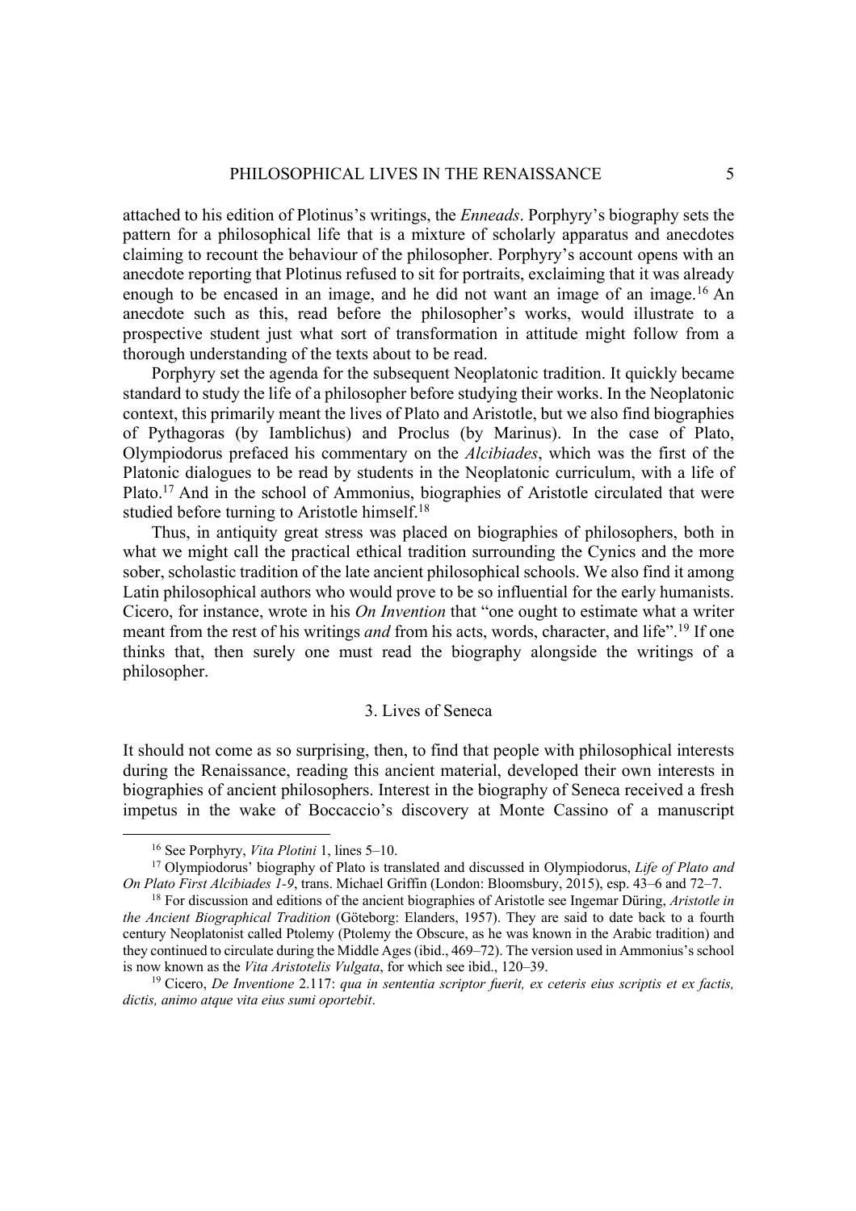attached to his edition of Plotinus's writings, the *Enneads*. Porphyry's biography sets the pattern for a philosophical life that is a mixture of scholarly apparatus and anecdotes claiming to recount the behaviour of the philosopher. Porphyry's account opens with an anecdote reporting that Plotinus refused to sit for portraits, exclaiming that it was already enough to be encased in an image, and he did not want an image of an image.[16] An anecdote such as this, read before the philosopher's works, would illustrate to a prospective student just what sort of transformation in attitude might follow from a thorough understanding of the texts about to be read.

Porphyry set the agenda for the subsequent Neoplatonic tradition. It quickly became standard to study the life of a philosopher before studying their works. In the Neoplatonic context, this primarily meant the lives of Plato and Aristotle, but we also find biographies of Pythagoras (by Iamblichus) and Proclus (by Marinus). In the case of Plato, Olympiodorus prefaced his commentary on the *Alcibiades*, which was the first of the Platonic dialogues to be read by students in the Neoplatonic curriculum, with a life of Plato.[17] And in the school of Ammonius, biographies of Aristotle circulated that were studied before turning to Aristotle himself.[18]

Thus, in antiquity great stress was placed on biographies of philosophers, both in what we might call the practical ethical tradition surrounding the Cynics and the more sober, scholastic tradition of the late ancient philosophical schools. We also find it among Latin philosophical authors who would prove to be so influential for the early humanists. Cicero, for instance, wrote in his *On Invention* that "one ought to estimate what a writer meant from the rest of his writings *and* from his acts, words, character, and life".[19] If one thinks that, then surely one must read the biography alongside the writings of a philosopher.

## 3. Lives of Seneca

It should not come as so surprising, then, to find that people with philosophical interests during the Renaissance, reading this ancient material, developed their own interests in biographies of ancient philosophers. Interest in the biography of Seneca received a fresh impetus in the wake of Boccaccio's discovery at Monte Cassino of a manuscript

---

[16] See Porphyry, *Vita Plotini* 1, lines 5–10.

[17] Olympiodorus' biography of Plato is translated and discussed in Olympiodorus, *Life of Plato and On Plato First Alcibiades 1-9*, trans. Michael Griffin (London: Bloomsbury, 2015), esp. 43–6 and 72–7.

[18] For discussion and editions of the ancient biographies of Aristotle see Ingemar Düring, *Aristotle in the Ancient Biographical Tradition* (Göteborg: Elanders, 1957). They are said to date back to a fourth century Neoplatonist called Ptolemy (Ptolemy the Obscure, as he was known in the Arabic tradition) and they continued to circulate during the Middle Ages (ibid., 469–72). The version used in Ammonius's school is now known as the *Vita Aristotelis Vulgata*, for which see ibid., 120–39.

[19] Cicero, *De Inventione* 2.117: *qua in sententia scriptor fuerit, ex ceteris eius scriptis et ex factis, dictis, animo atque vita eius sumi oportebit*.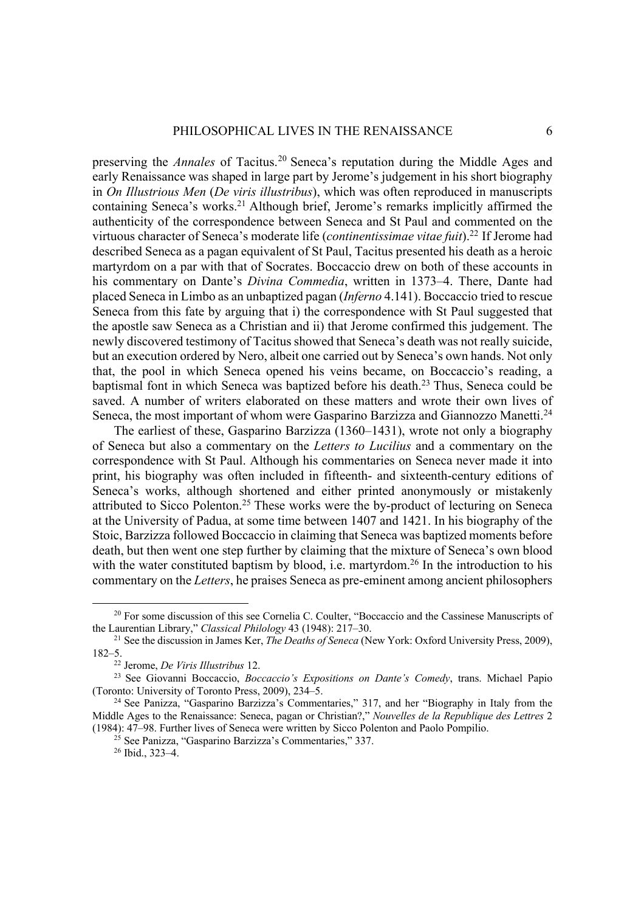preserving the *Annales* of Tacitus.[20] Seneca's reputation during the Middle Ages and early Renaissance was shaped in large part by Jerome's judgement in his short biography in *On Illustrious Men* (*De viris illustribus*), which was often reproduced in manuscripts containing Seneca's works.[21] Although brief, Jerome's remarks implicitly affirmed the authenticity of the correspondence between Seneca and St Paul and commented on the virtuous character of Seneca's moderate life (*continentissimae vitae fuit*).[22] If Jerome had described Seneca as a pagan equivalent of St Paul, Tacitus presented his death as a heroic martyrdom on a par with that of Socrates. Boccaccio drew on both of these accounts in his commentary on Dante's *Divina Commedia*, written in 1373–4. There, Dante had placed Seneca in Limbo as an unbaptized pagan (*Inferno* 4.141). Boccaccio tried to rescue Seneca from this fate by arguing that i) the correspondence with St Paul suggested that the apostle saw Seneca as a Christian and ii) that Jerome confirmed this judgement. The newly discovered testimony of Tacitus showed that Seneca's death was not really suicide, but an execution ordered by Nero, albeit one carried out by Seneca's own hands. Not only that, the pool in which Seneca opened his veins became, on Boccaccio's reading, a baptismal font in which Seneca was baptized before his death.[23] Thus, Seneca could be saved. A number of writers elaborated on these matters and wrote their own lives of Seneca, the most important of whom were Gasparino Barzizza and Giannozzo Manetti.[24]

The earliest of these, Gasparino Barzizza (1360–1431), wrote not only a biography of Seneca but also a commentary on the *Letters to Lucilius* and a commentary on the correspondence with St Paul. Although his commentaries on Seneca never made it into print, his biography was often included in fifteenth- and sixteenth-century editions of Seneca's works, although shortened and either printed anonymously or mistakenly attributed to Sicco Polenton.[25] These works were the by-product of lecturing on Seneca at the University of Padua, at some time between 1407 and 1421. In his biography of the Stoic, Barzizza followed Boccaccio in claiming that Seneca was baptized moments before death, but then went one step further by claiming that the mixture of Seneca's own blood with the water constituted baptism by blood, i.e. martyrdom.[26] In the introduction to his commentary on the *Letters*, he praises Seneca as pre-eminent among ancient philosophers

---

[20] For some discussion of this see Cornelia C. Coulter, "Boccaccio and the Cassinese Manuscripts of the Laurentian Library," *Classical Philology* 43 (1948): 217–30.

[21] See the discussion in James Ker, *The Deaths of Seneca* (New York: Oxford University Press, 2009), 182–5.

[22] Jerome, *De Viris Illustribus* 12.

[23] See Giovanni Boccaccio, *Boccaccio's Expositions on Dante's Comedy*, trans. Michael Papio (Toronto: University of Toronto Press, 2009), 234–5.

[24] See Panizza, "Gasparino Barzizza's Commentaries," 317, and her "Biography in Italy from the Middle Ages to the Renaissance: Seneca, pagan or Christian?," *Nouvelles de la Republique des Lettres* 2 (1984): 47–98. Further lives of Seneca were written by Sicco Polenton and Paolo Pompilio.

[25] See Panizza, "Gasparino Barzizza's Commentaries," 337.

[26] Ibid., 323–4.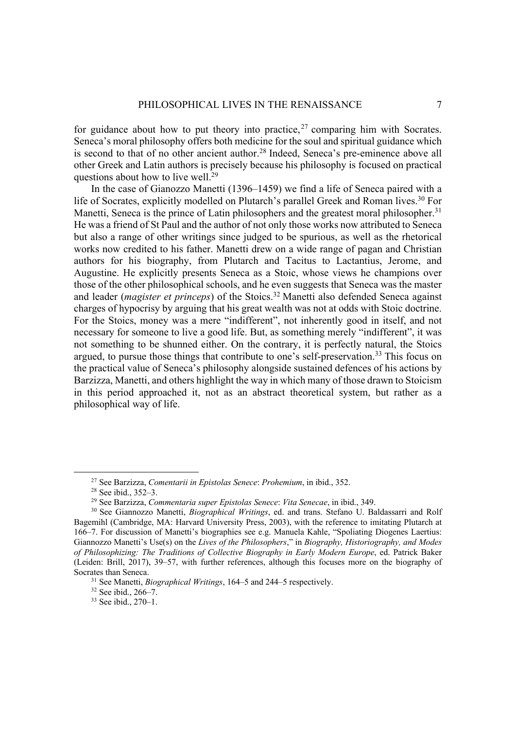for guidance about how to put theory into practice,[27] comparing him with Socrates. Seneca's moral philosophy offers both medicine for the soul and spiritual guidance which is second to that of no other ancient author.[28] Indeed, Seneca's pre-eminence above all other Greek and Latin authors is precisely because his philosophy is focused on practical questions about how to live well.[29]

In the case of Gianozzo Manetti (1396–1459) we find a life of Seneca paired with a life of Socrates, explicitly modelled on Plutarch's parallel Greek and Roman lives.[30] For Manetti, Seneca is the prince of Latin philosophers and the greatest moral philosopher.[31] He was a friend of St Paul and the author of not only those works now attributed to Seneca but also a range of other writings since judged to be spurious, as well as the rhetorical works now credited to his father. Manetti drew on a wide range of pagan and Christian authors for his biography, from Plutarch and Tacitus to Lactantius, Jerome, and Augustine. He explicitly presents Seneca as a Stoic, whose views he champions over those of the other philosophical schools, and he even suggests that Seneca was the master and leader (*magister et princeps*) of the Stoics.[32] Manetti also defended Seneca against charges of hypocrisy by arguing that his great wealth was not at odds with Stoic doctrine. For the Stoics, money was a mere "indifferent", not inherently good in itself, and not necessary for someone to live a good life. But, as something merely "indifferent", it was not something to be shunned either. On the contrary, it is perfectly natural, the Stoics argued, to pursue those things that contribute to one's self-preservation.[33] This focus on the practical value of Seneca's philosophy alongside sustained defences of his actions by Barzizza, Manetti, and others highlight the way in which many of those drawn to Stoicism in this period approached it, not as an abstract theoretical system, but rather as a philosophical way of life.

---

[27] See Barzizza, *Comentarii in Epistolas Senece*: *Prohemium*, in ibid., 352.

[28] See ibid., 352–3.

[29] See Barzizza, *Commentaria super Epistolas Senece*: *Vita Senecae*, in ibid., 349.

[30] See Giannozzo Manetti, *Biographical Writings*, ed. and trans. Stefano U. Baldassarri and Rolf Bagemihl (Cambridge, MA: Harvard University Press, 2003), with the reference to imitating Plutarch at 166–7. For discussion of Manetti's biographies see e.g. Manuela Kahle, "Spoliating Diogenes Laertius: Giannozzo Manetti's Use(s) on the *Lives of the Philosophers*," in *Biography, Historiography, and Modes of Philosophizing: The Traditions of Collective Biography in Early Modern Europe*, ed. Patrick Baker (Leiden: Brill, 2017), 39–57, with further references, although this focuses more on the biography of Socrates than Seneca.

[31] See Manetti, *Biographical Writings*, 164–5 and 244–5 respectively.

[32] See ibid., 266–7.

[33] See ibid., 270–1.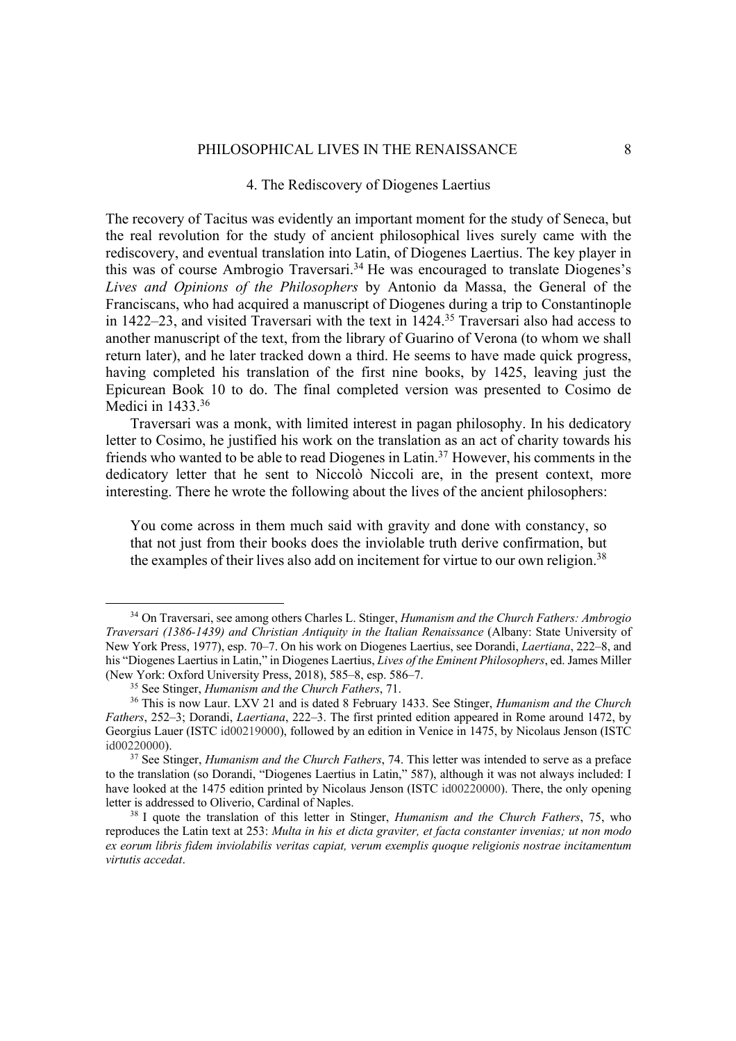## 4. The Rediscovery of Diogenes Laertius

The recovery of Tacitus was evidently an important moment for the study of Seneca, but the real revolution for the study of ancient philosophical lives surely came with the rediscovery, and eventual translation into Latin, of Diogenes Laertius. The key player in this was of course Ambrogio Traversari.[34] He was encouraged to translate Diogenes's *Lives and Opinions of the Philosophers* by Antonio da Massa, the General of the Franciscans, who had acquired a manuscript of Diogenes during a trip to Constantinople in 1422–23, and visited Traversari with the text in 1424.[35] Traversari also had access to another manuscript of the text, from the library of Guarino of Verona (to whom we shall return later), and he later tracked down a third. He seems to have made quick progress, having completed his translation of the first nine books, by 1425, leaving just the Epicurean Book 10 to do. The final completed version was presented to Cosimo de Medici in 1433.[36]

Traversari was a monk, with limited interest in pagan philosophy. In his dedicatory letter to Cosimo, he justified his work on the translation as an act of charity towards his friends who wanted to be able to read Diogenes in Latin.[37] However, his comments in the dedicatory letter that he sent to Niccolò Niccoli are, in the present context, more interesting. There he wrote the following about the lives of the ancient philosophers:

> You come across in them much said with gravity and done with constancy, so that not just from their books does the inviolable truth derive confirmation, but the examples of their lives also add on incitement for virtue to our own religion.[38]

---

[34] On Traversari, see among others Charles L. Stinger, *Humanism and the Church Fathers: Ambrogio Traversari (1386-1439) and Christian Antiquity in the Italian Renaissance* (Albany: State University of New York Press, 1977), esp. 70–7. On his work on Diogenes Laertius, see Dorandi, *Laertiana*, 222–8, and his "Diogenes Laertius in Latin," in Diogenes Laertius, *Lives of the Eminent Philosophers*, ed. James Miller (New York: Oxford University Press, 2018), 585–8, esp. 586–7.

[35] See Stinger, *Humanism and the Church Fathers*, 71.

[36] This is now Laur. LXV 21 and is dated 8 February 1433. See Stinger, *Humanism and the Church Fathers*, 252–3; Dorandi, *Laertiana*, 222–3. The first printed edition appeared in Rome around 1472, by Georgius Lauer (ISTC id00219000), followed by an edition in Venice in 1475, by Nicolaus Jenson (ISTC id00220000).

[37] See Stinger, *Humanism and the Church Fathers*, 74. This letter was intended to serve as a preface to the translation (so Dorandi, "Diogenes Laertius in Latin," 587), although it was not always included: I have looked at the 1475 edition printed by Nicolaus Jenson (ISTC id00220000). There, the only opening letter is addressed to Oliverio, Cardinal of Naples.

[38] I quote the translation of this letter in Stinger, *Humanism and the Church Fathers*, 75, who reproduces the Latin text at 253: *Multa in his et dicta graviter, et facta constanter invenias; ut non modo ex eorum libris fidem inviolabilis veritas capiat, verum exemplis quoque religionis nostrae incitamentum virtutis accedat*.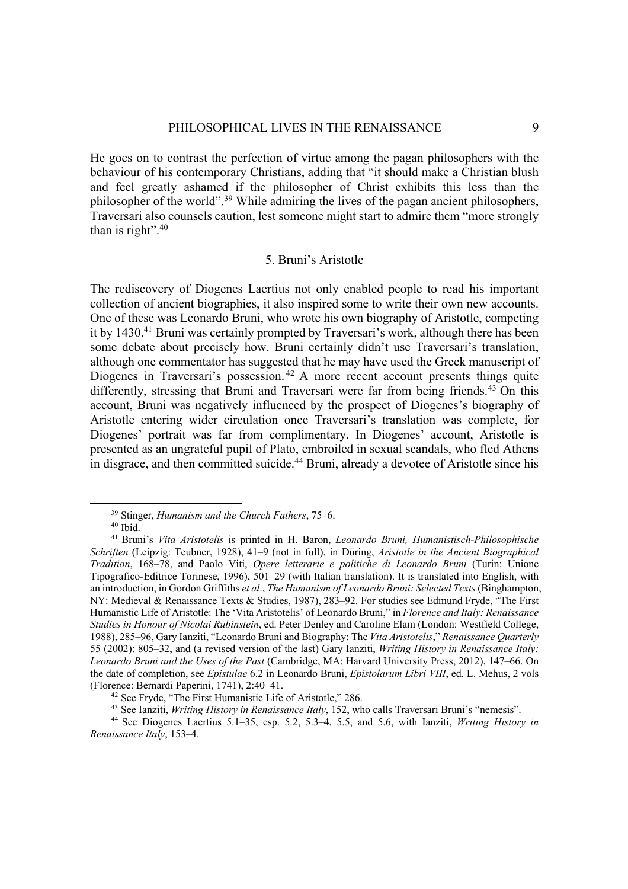He goes on to contrast the perfection of virtue among the pagan philosophers with the behaviour of his contemporary Christians, adding that "it should make a Christian blush and feel greatly ashamed if the philosopher of Christ exhibits this less than the philosopher of the world".[39] While admiring the lives of the pagan ancient philosophers, Traversari also counsels caution, lest someone might start to admire them "more strongly than is right".[40]

## 5. Bruni's Aristotle

The rediscovery of Diogenes Laertius not only enabled people to read his important collection of ancient biographies, it also inspired some to write their own new accounts. One of these was Leonardo Bruni, who wrote his own biography of Aristotle, competing it by 1430.[41] Bruni was certainly prompted by Traversari's work, although there has been some debate about precisely how. Bruni certainly didn't use Traversari's translation, although one commentator has suggested that he may have used the Greek manuscript of Diogenes in Traversari's possession.[42] A more recent account presents things quite differently, stressing that Bruni and Traversari were far from being friends.[43] On this account, Bruni was negatively influenced by the prospect of Diogenes's biography of Aristotle entering wider circulation once Traversari's translation was complete, for Diogenes' portrait was far from complimentary. In Diogenes' account, Aristotle is presented as an ungrateful pupil of Plato, embroiled in sexual scandals, who fled Athens in disgrace, and then committed suicide.[44] Bruni, already a devotee of Aristotle since his

---

[39] Stinger, *Humanism and the Church Fathers*, 75–6.

[40] Ibid.

[41] Bruni's *Vita Aristotelis* is printed in H. Baron, *Leonardo Bruni, Humanistisch-Philosophische Schriften* (Leipzig: Teubner, 1928), 41–9 (not in full), in Düring, *Aristotle in the Ancient Biographical Tradition*, 168–78, and Paolo Viti, *Opere letterarie e politiche di Leonardo Bruni* (Turin: Unione Tipografico-Editrice Torinese, 1996), 501–29 (with Italian translation). It is translated into English, with an introduction, in Gordon Griffiths *et al*., *The Humanism of Leonardo Bruni: Selected Texts* (Binghampton, NY: Medieval & Renaissance Texts & Studies, 1987), 283–92. For studies see Edmund Fryde, "The First Humanistic Life of Aristotle: The 'Vita Aristotelis' of Leonardo Bruni," in *Florence and Italy: Renaissance Studies in Honour of Nicolai Rubinstein*, ed. Peter Denley and Caroline Elam (London: Westfield College, 1988), 285–96, Gary Ianziti, "Leonardo Bruni and Biography: The *Vita Aristotelis*," *Renaissance Quarterly* 55 (2002): 805–32, and (a revised version of the last) Gary Ianziti, *Writing History in Renaissance Italy: Leonardo Bruni and the Uses of the Past* (Cambridge, MA: Harvard University Press, 2012), 147–66. On the date of completion, see *Epistulae* 6.2 in Leonardo Bruni, *Epistolarum Libri VIII*, ed. L. Mehus, 2 vols (Florence: Bernardi Paperini, 1741), 2:40–41.

[42] See Fryde, "The First Humanistic Life of Aristotle," 286.

[43] See Ianziti, *Writing History in Renaissance Italy*, 152, who calls Traversari Bruni's "nemesis".

[44] See Diogenes Laertius 5.1–35, esp. 5.2, 5.3–4, 5.5, and 5.6, with Ianziti, *Writing History in Renaissance Italy*, 153–4.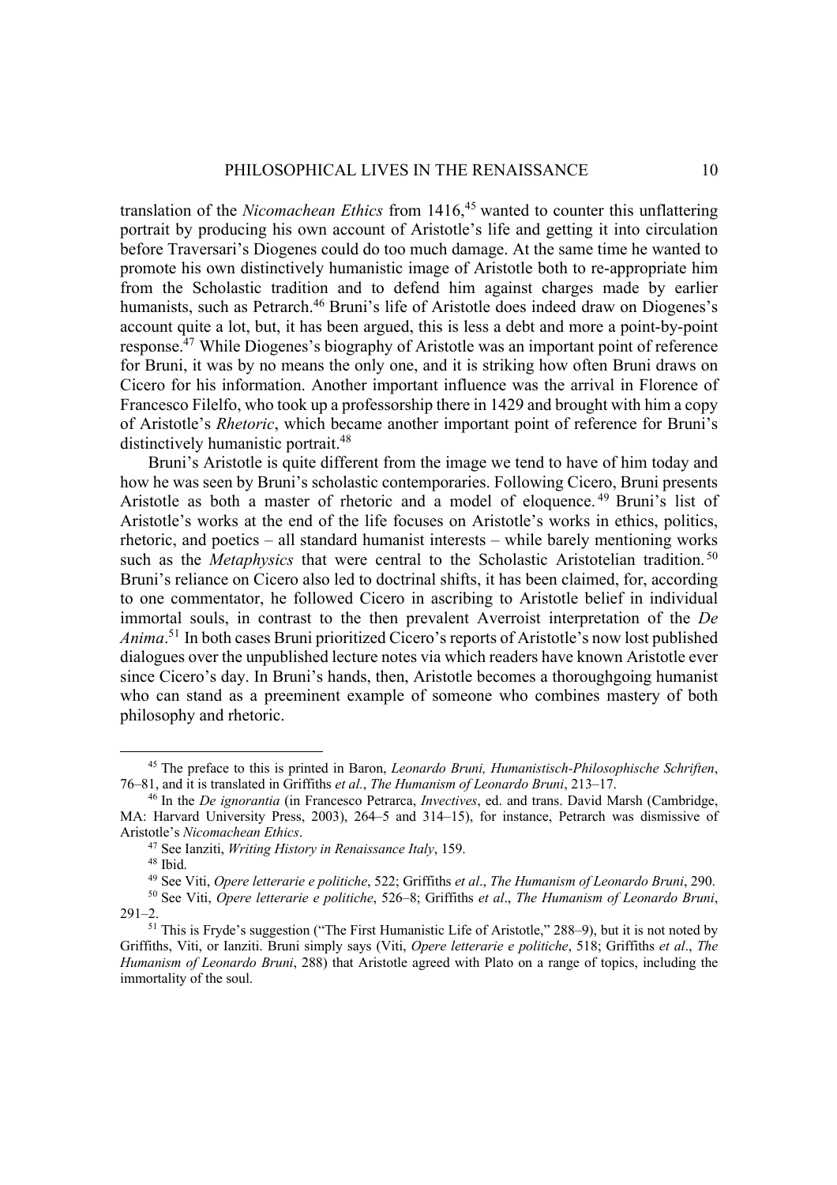translation of the *Nicomachean Ethics* from 1416,[45] wanted to counter this unflattering portrait by producing his own account of Aristotle's life and getting it into circulation before Traversari's Diogenes could do too much damage. At the same time he wanted to promote his own distinctively humanistic image of Aristotle both to re-appropriate him from the Scholastic tradition and to defend him against charges made by earlier humanists, such as Petrarch.[46] Bruni's life of Aristotle does indeed draw on Diogenes's account quite a lot, but, it has been argued, this is less a debt and more a point-by-point response.[47] While Diogenes's biography of Aristotle was an important point of reference for Bruni, it was by no means the only one, and it is striking how often Bruni draws on Cicero for his information. Another important influence was the arrival in Florence of Francesco Filelfo, who took up a professorship there in 1429 and brought with him a copy of Aristotle's *Rhetoric*, which became another important point of reference for Bruni's distinctively humanistic portrait.[48]

Bruni's Aristotle is quite different from the image we tend to have of him today and how he was seen by Bruni's scholastic contemporaries. Following Cicero, Bruni presents Aristotle as both a master of rhetoric and a model of eloquence.[49] Bruni's list of Aristotle's works at the end of the life focuses on Aristotle's works in ethics, politics, rhetoric, and poetics – all standard humanist interests – while barely mentioning works such as the *Metaphysics* that were central to the Scholastic Aristotelian tradition.[50] Bruni's reliance on Cicero also led to doctrinal shifts, it has been claimed, for, according to one commentator, he followed Cicero in ascribing to Aristotle belief in individual immortal souls, in contrast to the then prevalent Averroist interpretation of the *De Anima*.[51] In both cases Bruni prioritized Cicero's reports of Aristotle's now lost published dialogues over the unpublished lecture notes via which readers have known Aristotle ever since Cicero's day. In Bruni's hands, then, Aristotle becomes a thoroughgoing humanist who can stand as a preeminent example of someone who combines mastery of both philosophy and rhetoric.

---

[45] The preface to this is printed in Baron, *Leonardo Bruni, Humanistisch-Philosophische Schriften*, 76–81, and it is translated in Griffiths *et al.*, *The Humanism of Leonardo Bruni*, 213–17.

[46] In the *De ignorantia* (in Francesco Petrarca, *Invectives*, ed. and trans. David Marsh (Cambridge, MA: Harvard University Press, 2003), 264–5 and 314–15), for instance, Petrarch was dismissive of Aristotle's *Nicomachean Ethics*.

[47] See Ianziti, *Writing History in Renaissance Italy*, 159.

[48] Ibid.

[49] See Viti, *Opere letterarie e politiche*, 522; Griffiths *et al*., *The Humanism of Leonardo Bruni*, 290.

[50] See Viti, *Opere letterarie e politiche*, 526–8; Griffiths *et al*., *The Humanism of Leonardo Bruni*, 291–2.

[51] This is Fryde's suggestion ("The First Humanistic Life of Aristotle," 288–9), but it is not noted by Griffiths, Viti, or Ianziti. Bruni simply says (Viti, *Opere letterarie e politiche*, 518; Griffiths *et al*., *The Humanism of Leonardo Bruni*, 288) that Aristotle agreed with Plato on a range of topics, including the immortality of the soul.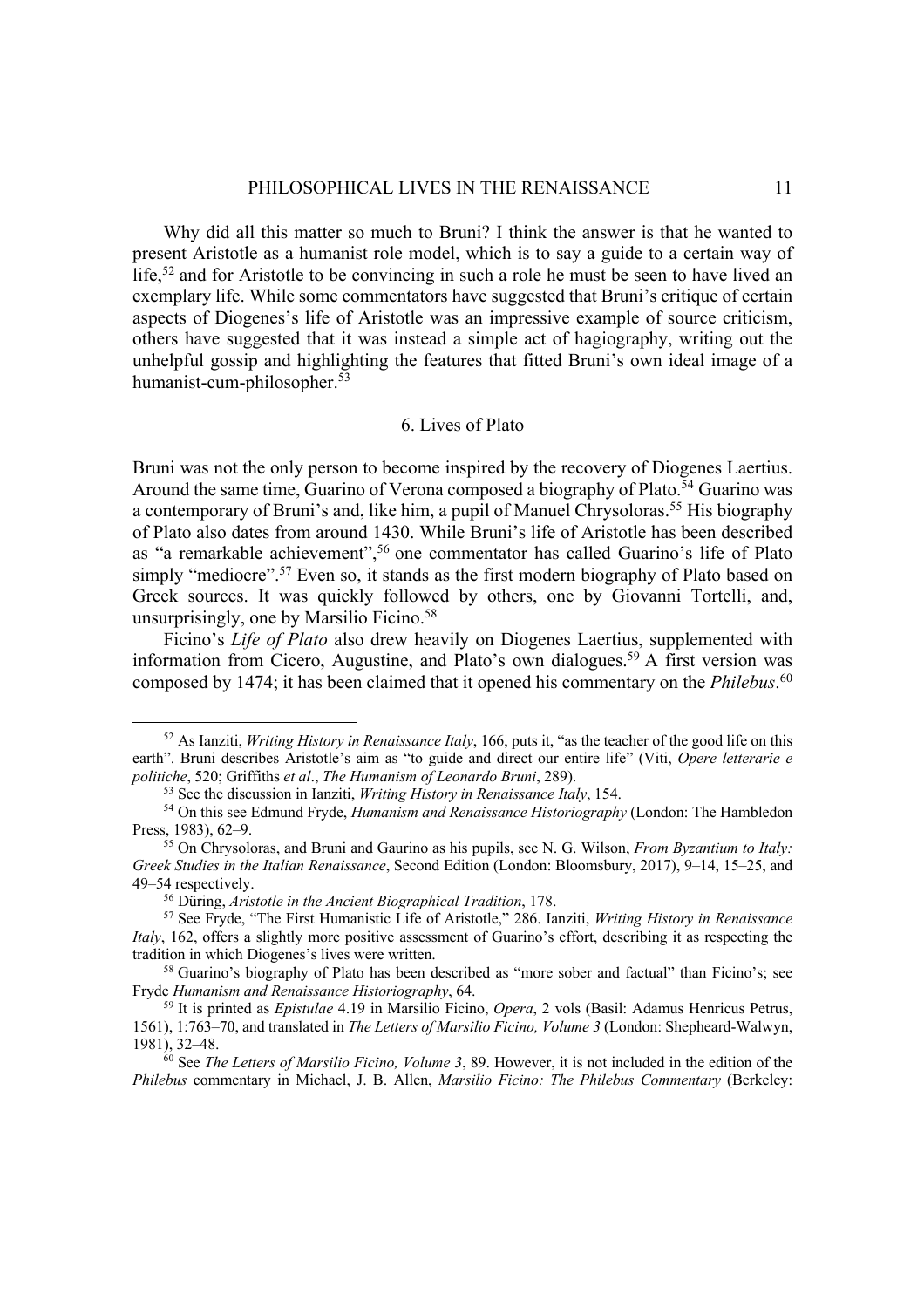Why did all this matter so much to Bruni? I think the answer is that he wanted to present Aristotle as a humanist role model, which is to say a guide to a certain way of life,[52] and for Aristotle to be convincing in such a role he must be seen to have lived an exemplary life. While some commentators have suggested that Bruni's critique of certain aspects of Diogenes's life of Aristotle was an impressive example of source criticism, others have suggested that it was instead a simple act of hagiography, writing out the unhelpful gossip and highlighting the features that fitted Bruni's own ideal image of a humanist-cum-philosopher.[53]

## 6. Lives of Plato

Bruni was not the only person to become inspired by the recovery of Diogenes Laertius. Around the same time, Guarino of Verona composed a biography of Plato.[54] Guarino was a contemporary of Bruni's and, like him, a pupil of Manuel Chrysoloras.[55] His biography of Plato also dates from around 1430. While Bruni's life of Aristotle has been described as "a remarkable achievement",[56] one commentator has called Guarino's life of Plato simply "mediocre".[57] Even so, it stands as the first modern biography of Plato based on Greek sources. It was quickly followed by others, one by Giovanni Tortelli, and, unsurprisingly, one by Marsilio Ficino.[58]

Ficino's *Life of Plato* also drew heavily on Diogenes Laertius, supplemented with information from Cicero, Augustine, and Plato's own dialogues.[59] A first version was composed by 1474; it has been claimed that it opened his commentary on the *Philebus*.[60]

---

[52] As Ianziti, *Writing History in Renaissance Italy*, 166, puts it, "as the teacher of the good life on this earth". Bruni describes Aristotle's aim as "to guide and direct our entire life" (Viti, *Opere letterarie e politiche*, 520; Griffiths *et al*., *The Humanism of Leonardo Bruni*, 289).

[53] See the discussion in Ianziti, *Writing History in Renaissance Italy*, 154.

[54] On this see Edmund Fryde, *Humanism and Renaissance Historiography* (London: The Hambledon Press, 1983), 62–9.

[55] On Chrysoloras, and Bruni and Gaurino as his pupils, see N. G. Wilson, *From Byzantium to Italy: Greek Studies in the Italian Renaissance*, Second Edition (London: Bloomsbury, 2017), 9–14, 15–25, and 49–54 respectively.

[56] Düring, *Aristotle in the Ancient Biographical Tradition*, 178.

[57] See Fryde, "The First Humanistic Life of Aristotle," 286. Ianziti, *Writing History in Renaissance Italy*, 162, offers a slightly more positive assessment of Guarino's effort, describing it as respecting the tradition in which Diogenes's lives were written.

[58] Guarino's biography of Plato has been described as "more sober and factual" than Ficino's; see Fryde *Humanism and Renaissance Historiography*, 64.

[59] It is printed as *Epistulae* 4.19 in Marsilio Ficino, *Opera*, 2 vols (Basil: Adamus Henricus Petrus, 1561), 1:763–70, and translated in *The Letters of Marsilio Ficino, Volume 3* (London: Shepheard-Walwyn, 1981), 32–48.

[60] See *The Letters of Marsilio Ficino, Volume 3*, 89. However, it is not included in the edition of the *Philebus* commentary in Michael, J. B. Allen, *Marsilio Ficino: The Philebus Commentary* (Berkeley: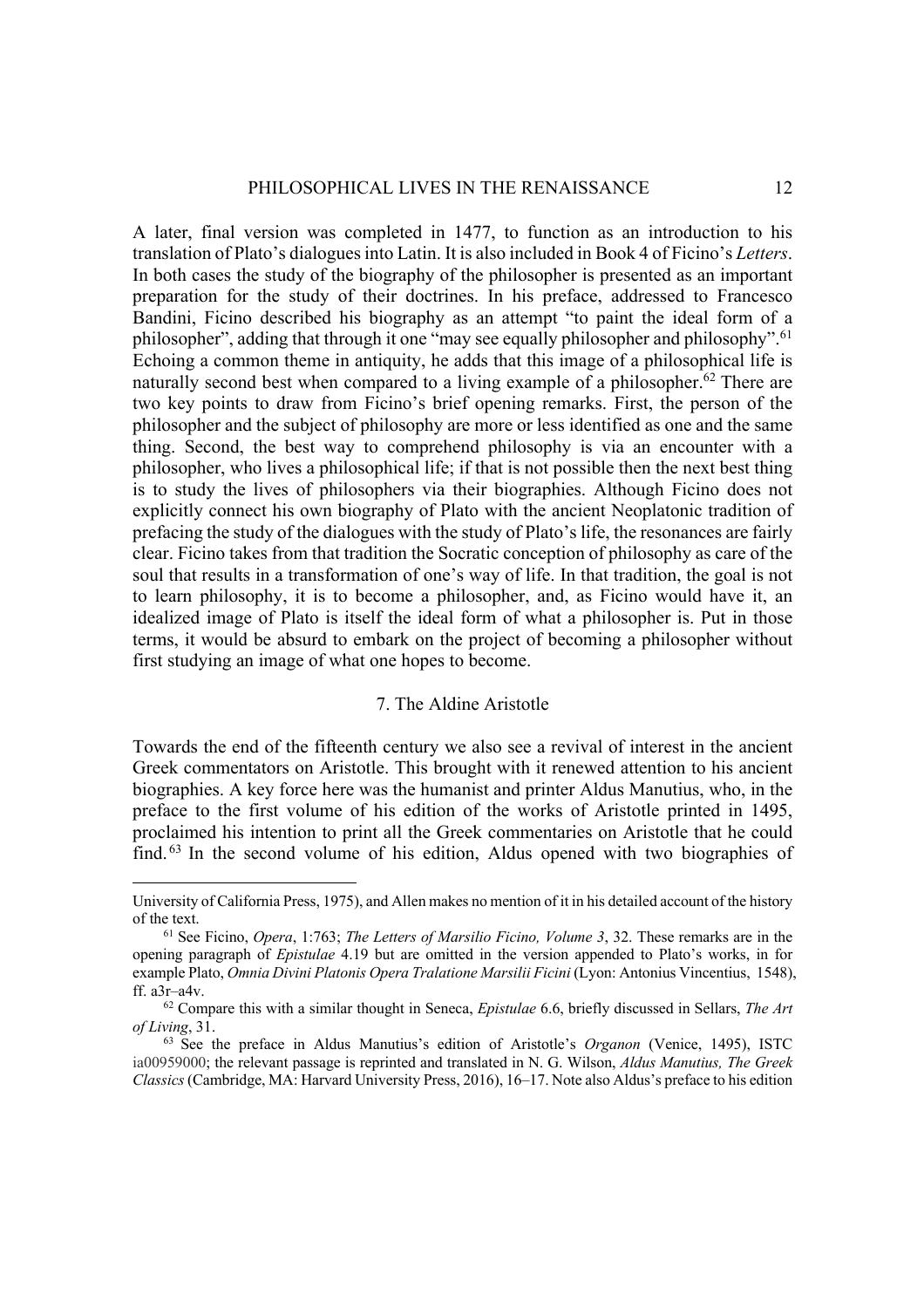A later, final version was completed in 1477, to function as an introduction to his translation of Plato's dialogues into Latin. It is also included in Book 4 of Ficino's *Letters*. In both cases the study of the biography of the philosopher is presented as an important preparation for the study of their doctrines. In his preface, addressed to Francesco Bandini, Ficino described his biography as an attempt "to paint the ideal form of a philosopher", adding that through it one "may see equally philosopher and philosophy".[61] Echoing a common theme in antiquity, he adds that this image of a philosophical life is naturally second best when compared to a living example of a philosopher.[62] There are two key points to draw from Ficino's brief opening remarks. First, the person of the philosopher and the subject of philosophy are more or less identified as one and the same thing. Second, the best way to comprehend philosophy is via an encounter with a philosopher, who lives a philosophical life; if that is not possible then the next best thing is to study the lives of philosophers via their biographies. Although Ficino does not explicitly connect his own biography of Plato with the ancient Neoplatonic tradition of prefacing the study of the dialogues with the study of Plato's life, the resonances are fairly clear. Ficino takes from that tradition the Socratic conception of philosophy as care of the soul that results in a transformation of one's way of life. In that tradition, the goal is not to learn philosophy, it is to become a philosopher, and, as Ficino would have it, an idealized image of Plato is itself the ideal form of what a philosopher is. Put in those terms, it would be absurd to embark on the project of becoming a philosopher without first studying an image of what one hopes to become.

## 7. The Aldine Aristotle

Towards the end of the fifteenth century we also see a revival of interest in the ancient Greek commentators on Aristotle. This brought with it renewed attention to his ancient biographies. A key force here was the humanist and printer Aldus Manutius, who, in the preface to the first volume of his edition of the works of Aristotle printed in 1495, proclaimed his intention to print all the Greek commentaries on Aristotle that he could find.[63] In the second volume of his edition, Aldus opened with two biographies of

---

University of California Press, 1975), and Allen makes no mention of it in his detailed account of the history of the text.

[61] See Ficino, *Opera*, 1:763; *The Letters of Marsilio Ficino, Volume 3*, 32. These remarks are in the opening paragraph of *Epistulae* 4.19 but are omitted in the version appended to Plato's works, in for example Plato, *Omnia Divini Platonis Opera Tralatione Marsilii Ficini* (Lyon: Antonius Vincentius, 1548), ff. a3r–a4v.

[62] Compare this with a similar thought in Seneca, *Epistulae* 6.6, briefly discussed in Sellars, *The Art of Living*, 31.

[63] See the preface in Aldus Manutius's edition of Aristotle's *Organon* (Venice, 1495), ISTC ia00959000; the relevant passage is reprinted and translated in N. G. Wilson, *Aldus Manutius, The Greek Classics* (Cambridge, MA: Harvard University Press, 2016), 16–17. Note also Aldus's preface to his edition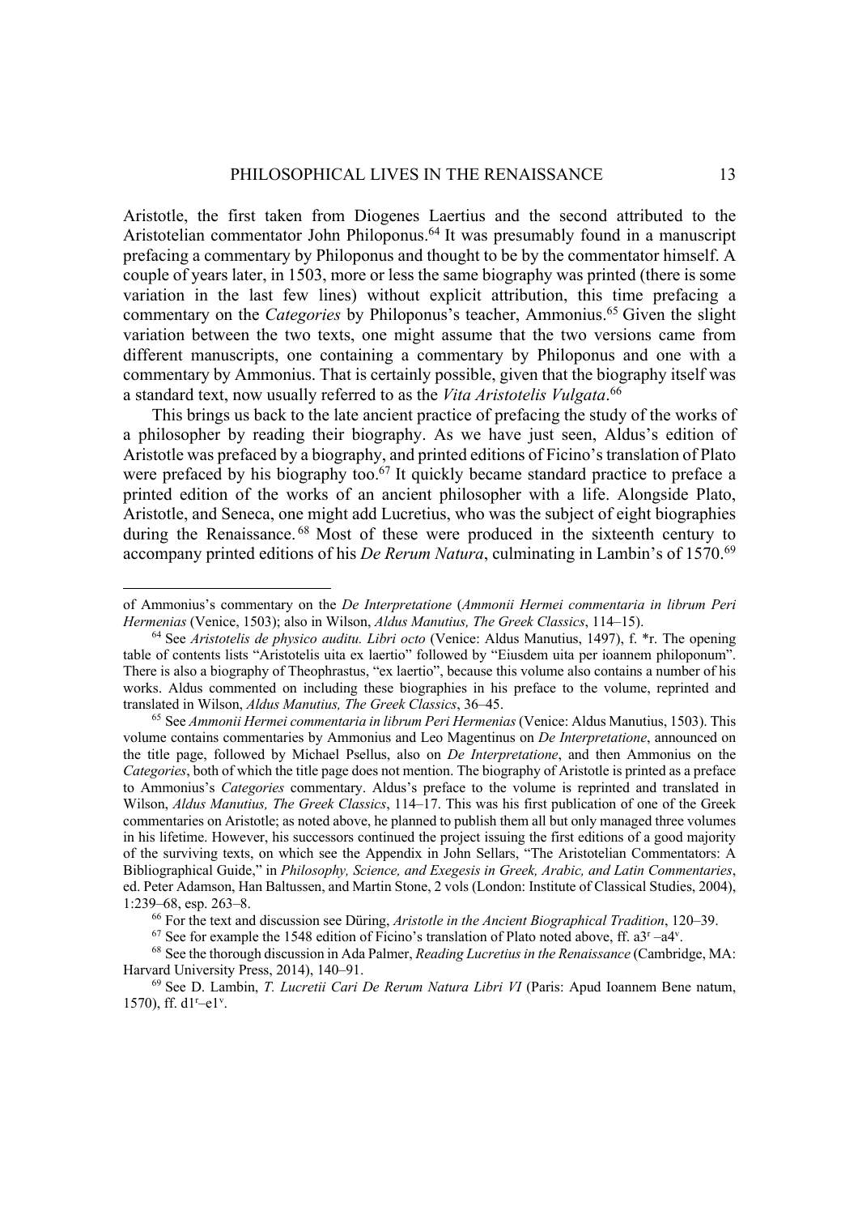Aristotle, the first taken from Diogenes Laertius and the second attributed to the Aristotelian commentator John Philoponus.[64] It was presumably found in a manuscript prefacing a commentary by Philoponus and thought to be by the commentator himself. A couple of years later, in 1503, more or less the same biography was printed (there is some variation in the last few lines) without explicit attribution, this time prefacing a commentary on the *Categories* by Philoponus's teacher, Ammonius.[65] Given the slight variation between the two texts, one might assume that the two versions came from different manuscripts, one containing a commentary by Philoponus and one with a commentary by Ammonius. That is certainly possible, given that the biography itself was a standard text, now usually referred to as the *Vita Aristotelis Vulgata*.[66]

This brings us back to the late ancient practice of prefacing the study of the works of a philosopher by reading their biography. As we have just seen, Aldus's edition of Aristotle was prefaced by a biography, and printed editions of Ficino's translation of Plato were prefaced by his biography too.[67] It quickly became standard practice to preface a printed edition of the works of an ancient philosopher with a life. Alongside Plato, Aristotle, and Seneca, one might add Lucretius, who was the subject of eight biographies during the Renaissance.[68] Most of these were produced in the sixteenth century to accompany printed editions of his *De Rerum Natura*, culminating in Lambin's of 1570.[69]

---

of Ammonius's commentary on the *De Interpretatione* (*Ammonii Hermei commentaria in librum Peri Hermenias* (Venice, 1503); also in Wilson, *Aldus Manutius, The Greek Classics*, 114–15).

[64] See *Aristotelis de physico auditu. Libri octo* (Venice: Aldus Manutius, 1497), f. *r. The opening table of contents lists "Aristotelis uita ex laertio" followed by "Eiusdem uita per ioannem philoponum". There is also a biography of Theophrastus, "ex laertio", because this volume also contains a number of his works. Aldus commented on including these biographies in his preface to the volume, reprinted and translated in Wilson, *Aldus Manutius, The Greek Classics*, 36–45.

[65] See *Ammonii Hermei commentaria in librum Peri Hermenias* (Venice: Aldus Manutius, 1503). This volume contains commentaries by Ammonius and Leo Magentinus on *De Interpretatione*, announced on the title page, followed by Michael Psellus, also on *De Interpretatione*, and then Ammonius on the *Categories*, both of which the title page does not mention. The biography of Aristotle is printed as a preface to Ammonius's *Categories* commentary. Aldus's preface to the volume is reprinted and translated in Wilson, *Aldus Manutius, The Greek Classics*, 114–17. This was his first publication of one of the Greek commentaries on Aristotle; as noted above, he planned to publish them all but only managed three volumes in his lifetime. However, his successors continued the project issuing the first editions of a good majority of the surviving texts, on which see the Appendix in John Sellars, "The Aristotelian Commentators: A Bibliographical Guide," in *Philosophy, Science, and Exegesis in Greek, Arabic, and Latin Commentaries*, ed. Peter Adamson, Han Baltussen, and Martin Stone, 2 vols (London: Institute of Classical Studies, 2004), 1:239–68, esp. 263–8.

[66] For the text and discussion see Düring, *Aristotle in the Ancient Biographical Tradition*, 120–39.

[67] See for example the 1548 edition of Ficino's translation of Plato noted above, ff. a3r–a4v.

[68] See the thorough discussion in Ada Palmer, *Reading Lucretius in the Renaissance* (Cambridge, MA: Harvard University Press, 2014), 140–91.

[69] See D. Lambin, *T. Lucretii Cari De Rerum Natura Libri VI* (Paris: Apud Ioannem Bene natum, 1570), ff. d1r–e1v.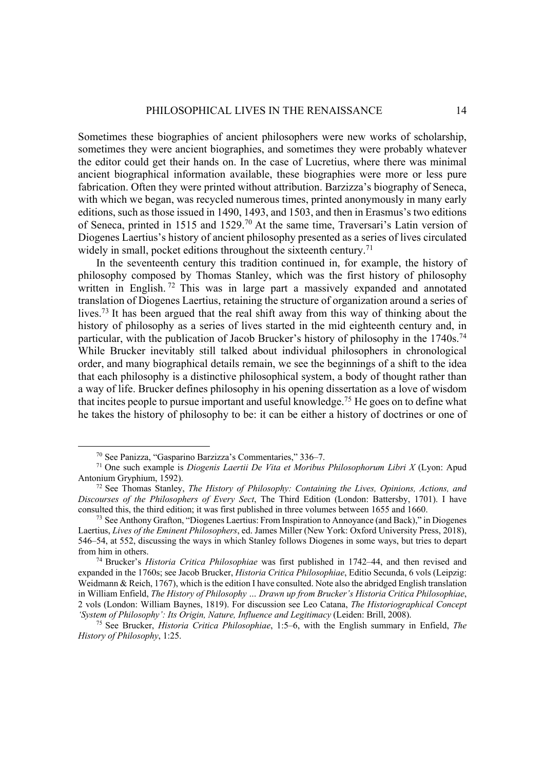Sometimes these biographies of ancient philosophers were new works of scholarship, sometimes they were ancient biographies, and sometimes they were probably whatever the editor could get their hands on. In the case of Lucretius, where there was minimal ancient biographical information available, these biographies were more or less pure fabrication. Often they were printed without attribution. Barzizza's biography of Seneca, with which we began, was recycled numerous times, printed anonymously in many early editions, such as those issued in 1490, 1493, and 1503, and then in Erasmus's two editions of Seneca, printed in 1515 and 1529.[70] At the same time, Traversari's Latin version of Diogenes Laertius's history of ancient philosophy presented as a series of lives circulated widely in small, pocket editions throughout the sixteenth century.[71]

In the seventeenth century this tradition continued in, for example, the history of philosophy composed by Thomas Stanley, which was the first history of philosophy written in English.[72] This was in large part a massively expanded and annotated translation of Diogenes Laertius, retaining the structure of organization around a series of lives.[73] It has been argued that the real shift away from this way of thinking about the history of philosophy as a series of lives started in the mid eighteenth century and, in particular, with the publication of Jacob Brucker's history of philosophy in the 1740s.[74] While Brucker inevitably still talked about individual philosophers in chronological order, and many biographical details remain, we see the beginnings of a shift to the idea that each philosophy is a distinctive philosophical system, a body of thought rather than a way of life. Brucker defines philosophy in his opening dissertation as a love of wisdom that incites people to pursue important and useful knowledge.[75] He goes on to define what he takes the history of philosophy to be: it can be either a history of doctrines or one of

---

[70] See Panizza, "Gasparino Barzizza's Commentaries," 336–7.

[71] One such example is *Diogenis Laertii De Vita et Moribus Philosophorum Libri X* (Lyon: Apud Antonium Gryphium, 1592).

[72] See Thomas Stanley, *The History of Philosophy: Containing the Lives, Opinions, Actions, and Discourses of the Philosophers of Every Sect*, The Third Edition (London: Battersby, 1701). I have consulted this, the third edition; it was first published in three volumes between 1655 and 1660.

[73] See Anthony Grafton, "Diogenes Laertius: From Inspiration to Annoyance (and Back)," in Diogenes Laertius, *Lives of the Eminent Philosophers*, ed. James Miller (New York: Oxford University Press, 2018), 546–54, at 552, discussing the ways in which Stanley follows Diogenes in some ways, but tries to depart from him in others.

[74] Brucker's *Historia Critica Philosophiae* was first published in 1742–44, and then revised and expanded in the 1760s; see Jacob Brucker, *Historia Critica Philosophiae*, Editio Secunda, 6 vols (Leipzig: Weidmann & Reich, 1767), which is the edition I have consulted. Note also the abridged English translation in William Enfield, *The History of Philosophy … Drawn up from Brucker's Historia Critica Philosophiae*, 2 vols (London: William Baynes, 1819). For discussion see Leo Catana, *The Historiographical Concept 'System of Philosophy': Its Origin, Nature, Influence and Legitimacy* (Leiden: Brill, 2008).

[75] See Brucker, *Historia Critica Philosophiae*, 1:5–6, with the English summary in Enfield, *The History of Philosophy*, 1:25.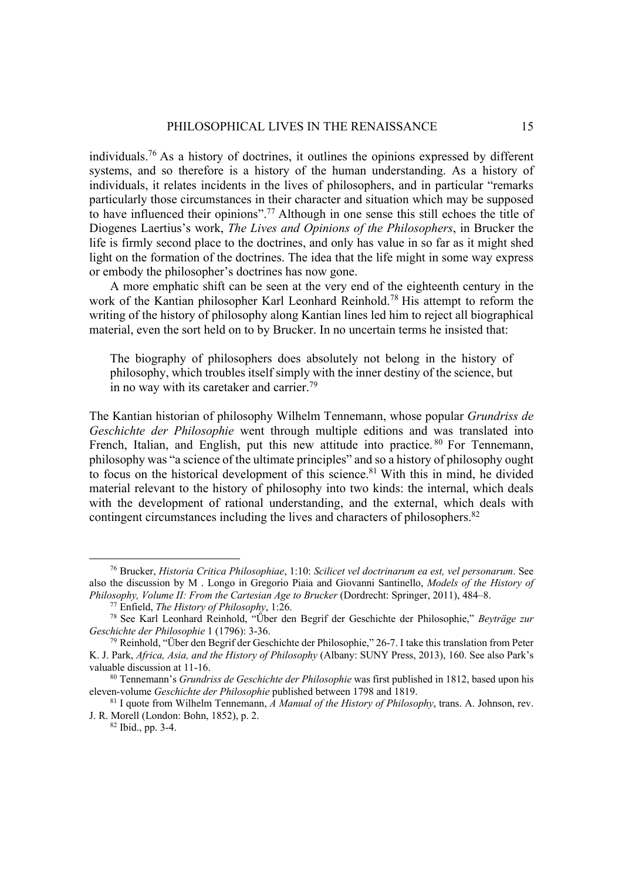individuals.[76] As a history of doctrines, it outlines the opinions expressed by different systems, and so therefore is a history of the human understanding. As a history of individuals, it relates incidents in the lives of philosophers, and in particular "remarks particularly those circumstances in their character and situation which may be supposed to have influenced their opinions".[77] Although in one sense this still echoes the title of Diogenes Laertius's work, *The Lives and Opinions of the Philosophers*, in Brucker the life is firmly second place to the doctrines, and only has value in so far as it might shed light on the formation of the doctrines. The idea that the life might in some way express or embody the philosopher's doctrines has now gone.

A more emphatic shift can be seen at the very end of the eighteenth century in the work of the Kantian philosopher Karl Leonhard Reinhold.[78] His attempt to reform the writing of the history of philosophy along Kantian lines led him to reject all biographical material, even the sort held on to by Brucker. In no uncertain terms he insisted that:

> The biography of philosophers does absolutely not belong in the history of philosophy, which troubles itself simply with the inner destiny of the science, but in no way with its caretaker and carrier.[79]

The Kantian historian of philosophy Wilhelm Tennemann, whose popular *Grundriss de Geschichte der Philosophie* went through multiple editions and was translated into French, Italian, and English, put this new attitude into practice.[80] For Tennemann, philosophy was "a science of the ultimate principles" and so a history of philosophy ought to focus on the historical development of this science.[81] With this in mind, he divided material relevant to the history of philosophy into two kinds: the internal, which deals with the development of rational understanding, and the external, which deals with contingent circumstances including the lives and characters of philosophers.[82]

---

[76] Brucker, *Historia Critica Philosophiae*, 1:10: *Scilicet vel doctrinarum ea est, vel personarum*. See also the discussion by M . Longo in Gregorio Piaia and Giovanni Santinello, *Models of the History of Philosophy, Volume II: From the Cartesian Age to Brucker* (Dordrecht: Springer, 2011), 484–8.

[77] Enfield, *The History of Philosophy*, 1:26.

[78] See Karl Leonhard Reinhold, "Über den Begrif der Geschichte der Philosophie," *Beyträge zur Geschichte der Philosophie* 1 (1796): 3-36.

[79] Reinhold, "Über den Begrif der Geschichte der Philosophie," 26-7. I take this translation from Peter K. J. Park, *Africa, Asia, and the History of Philosophy* (Albany: SUNY Press, 2013), 160. See also Park's valuable discussion at 11-16.

[80] Tennemann's *Grundriss de Geschichte der Philosophie* was first published in 1812, based upon his eleven-volume *Geschichte der Philosophie* published between 1798 and 1819.

[81] I quote from Wilhelm Tennemann, *A Manual of the History of Philosophy*, trans. A. Johnson, rev. J. R. Morell (London: Bohn, 1852), p. 2.

[82] Ibid., pp. 3-4.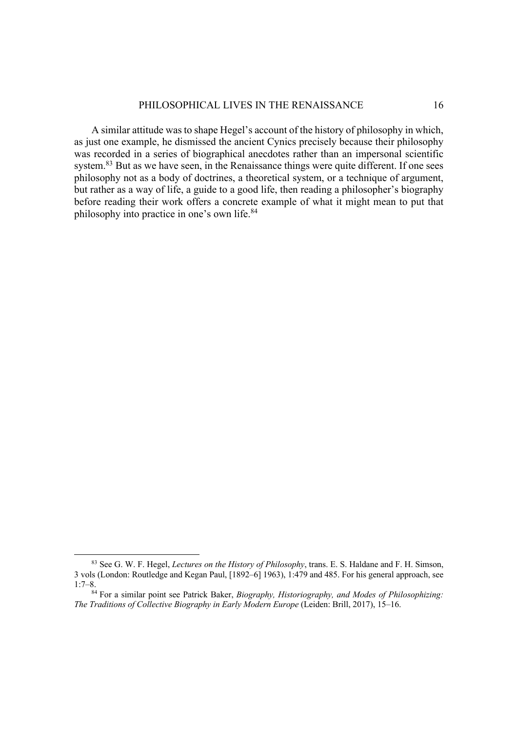A similar attitude was to shape Hegel's account of the history of philosophy in which, as just one example, he dismissed the ancient Cynics precisely because their philosophy was recorded in a series of biographical anecdotes rather than an impersonal scientific system.[83] But as we have seen, in the Renaissance things were quite different. If one sees philosophy not as a body of doctrines, a theoretical system, or a technique of argument, but rather as a way of life, a guide to a good life, then reading a philosopher's biography before reading their work offers a concrete example of what it might mean to put that philosophy into practice in one's own life.[84]

---

[83] See G. W. F. Hegel, *Lectures on the History of Philosophy*, trans. E. S. Haldane and F. H. Simson, 3 vols (London: Routledge and Kegan Paul, [1892–6] 1963), 1:479 and 485. For his general approach, see 1:7–8.

[84] For a similar point see Patrick Baker, *Biography, Historiography, and Modes of Philosophizing: The Traditions of Collective Biography in Early Modern Europe* (Leiden: Brill, 2017), 15–16.